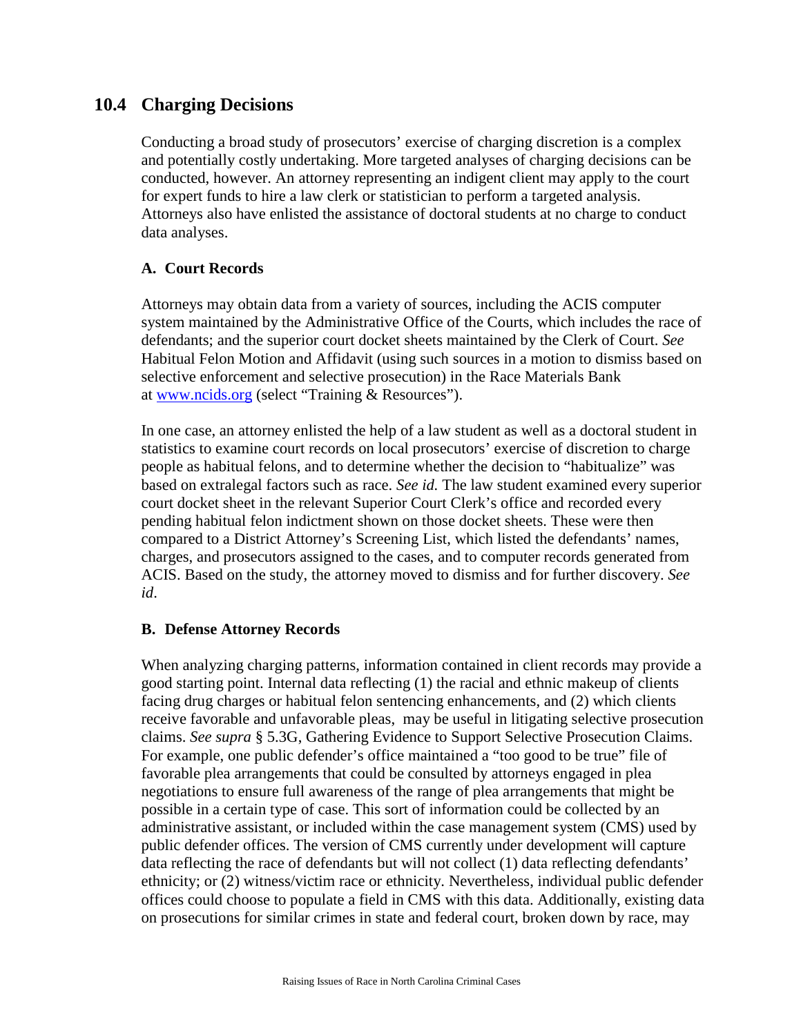## 10.4 Charging Decisions

Conducting a broad study of prosecutors' exercise of charging discretion is a complex and potentially costly undertaking. More targeted analyses of charging decisions can be conducted, however. An attorney representing an indigent client may apply to the court for expert funds to hire a law clerk or statistician to perform a targeted analysis. Attorneys also have enlisted the assistance of doctoral students at no charge to conduct data analyses.

### A. Court Records

Attorneys may obtain data from a variety of sources, including the ACIS computer system maintained by the Administrative Office of the Courts, which includes the race of defendants; and the superior court docket sheets maintained by the Clerk of Court. *See* Habitual Felon Motion and Affidavit (using such sources in a motion to dismiss based on selective enforcement and selective prosecution) in the Race Materials Bank at [www.ncids.org](http://www.ncids.org) (select "Training & Resources").

In one case, an attorney enlisted the help of a law student as well as a doctoral student in statistics to examine court records on local prosecutors' exercise of discretion to charge people as habitual felons, and to determine whether the decision to "habitualize" was based on extralegal factors such as race. *See id.* The law student examined every superior court docket sheet in the relevant Superior Court Clerk's office and recorded every pending habitual felon indictment shown on those docket sheets. These were then compared to a District Attorney's Screening List, which listed the defendants' names, charges, and prosecutors assigned to the cases, and to computer records generated from ACIS. Based on the study, the attorney moved to dismiss and for further discovery. *See id*.

### B. Defense Attorney Records

When analyzing charging patterns, information contained in client records may provide a good starting point. Internal data reflecting (1) the racial and ethnic makeup of clients facing drug charges or habitual felon sentencing enhancements, and (2) which clients receive favorable and unfavorable pleas, may be useful in litigating selective prosecution claims. *See supra* § 5.3G, Gathering Evidence to Support Selective Prosecution Claims. For example, one public defender's office maintained a "too good to be true" file of favorable plea arrangements that could be consulted by attorneys engaged in plea negotiations to ensure full awareness of the range of plea arrangements that might be possible in a certain type of case. This sort of information could be collected by an administrative assistant, or included within the case management system (CMS) used by public defender offices. The version of CMS currently under development will capture data reflecting the race of defendants but will not collect (1) data reflecting defendants' ethnicity; or (2) witness/victim race or ethnicity. Nevertheless, individual public defender offices could choose to populate a field in CMS with this data. Additionally, existing data on prosecutions for similar crimes in state and federal court, broken down by race, may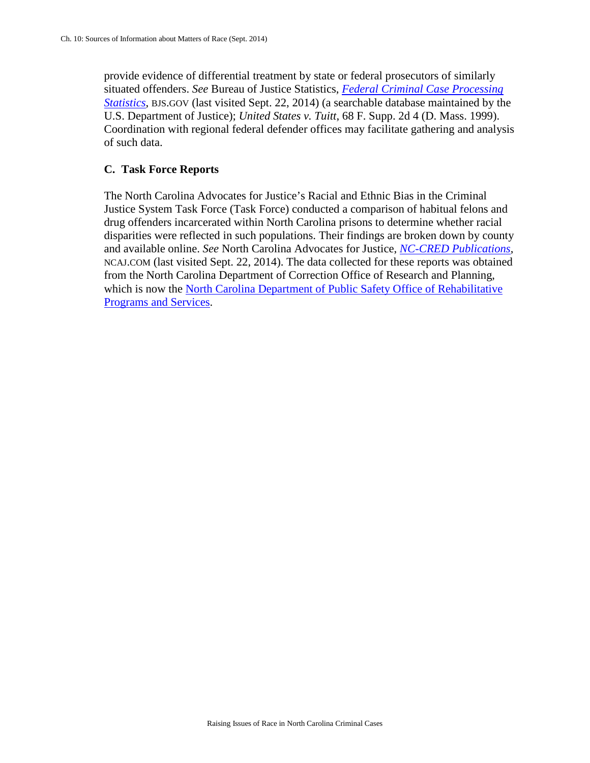provide evidence of differential treatment by state or federal prosecutors of similarly situated offenders. *See* Bureau of Justice Statistics, *Federal Criminal Case Processing Statistics*, BJS.GOV (last visited Sept. 22, 2014) (a searchable database maintained by the U.S. Department of Justice); *United States v. Tuitt*, 68 F. Supp. 2d 4 (D. Mass. 1999). Coordination with regional federal defender offices may facilitate gathering and analysis of such data.

### C. Task Force Reports

The North Carolina Advocates for Justice's Racial and Ethnic Bias in the Criminal Justice System Task Force (Task Force) conducted a comparison of habitual felons and drug offenders incarcerated within North Carolina prisons to determine whether racial disparities were reflected in such populations. Their findings are broken down by county and available online. *See* North Carolina Advocates for Justice, *NC-CRED Publications*, NCAJ.COM (last visited Sept. 22, 2014). The data collected for these reports was obtained from the North Carolina Department of Correction Office of Research and Planning, which is now the North Carolina Department of Public Safety Office of Rehabilitative Programs and Services.